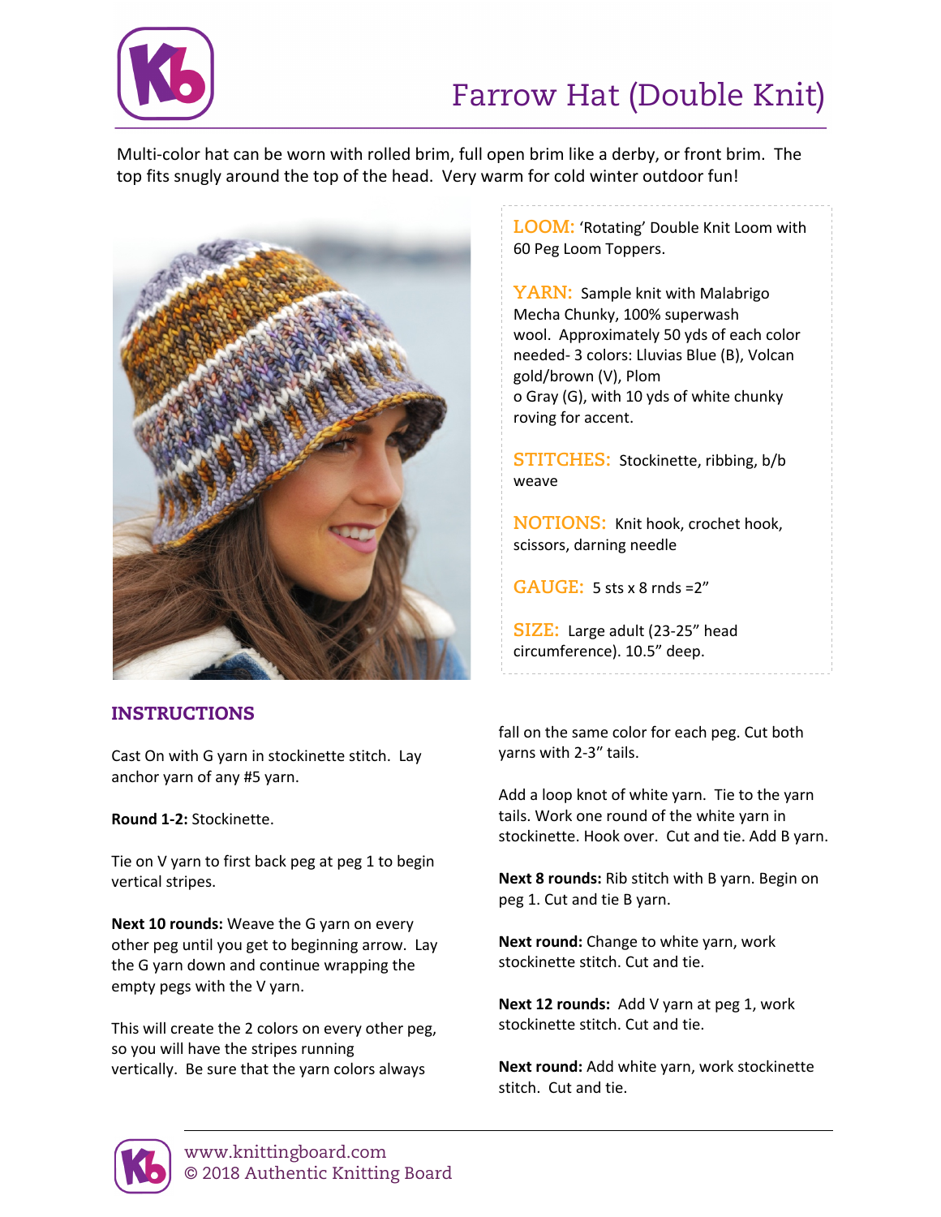# Farrow Hat (Double Knit)

Multi-color hat can be worn with rolled brim, full open brim like a derby, or front brim. The top fits snugly around the top of the head. Very warm for cold winter outdoor fun!

**LOOM:** 'Rotating' Double Knit Loom with 60 Peg Loom Toppers.

**YARN:** Sample knit with Malabrigo Mecha Chunky, 100% superwash wool. Approximately 50 yds of each color needed- 3 colors: Lluvias Blue (B), Volcan gold/brown (V), Plomo Gray (G), with 10 yds of white chunky roving for accent.

**STITCHES:** Stockinette, ribbing, b/b weave

**NOTIONS:** Knit hook, crochet hook, scissors, darning needle

**GAUGE:** 5 sts x 8 rnds =2"

**SIZE:** Large adult (23-25" head circumference). 10.5" deep.

## INSTRUCTIONS

Cast On with G yarn in stockinette stitch. Lay anchor yarn of any #5 yarn.

**Round 1-2:** Stockinette.

Tie on V yarn to first back peg at peg 1 to begin vertical stripes.

**Next 10 rounds:** Weave the G yarn on every other peg until you get to beginning arrow. Lay the G yarn down and continue wrapping the empty pegs with the V yarn.

This will create the 2 colors on every other peg, so you will have the stripes running vertically. Be sure that the yarn colors always fall on the same color for each peg. Cut both yarns with 2-3" tails.

Add a loop knot of white yarn. Tie to the yarn tails. Work one round of the white yarn in stockinette. Hook over. Cut and tie. Add B yarn.

**Next 8 rounds:** Rib stitch with B yarn. Begin on peg 1. Cut and tie B yarn.

**Next round:** Change to white yarn, work stockinette stitch. Cut and tie.

**Next 12 rounds:** Add V yarn at peg 1, work stockinette stitch. Cut and tie.

**Next round:** Add white yarn, work stockinette stitch. Cut and tie.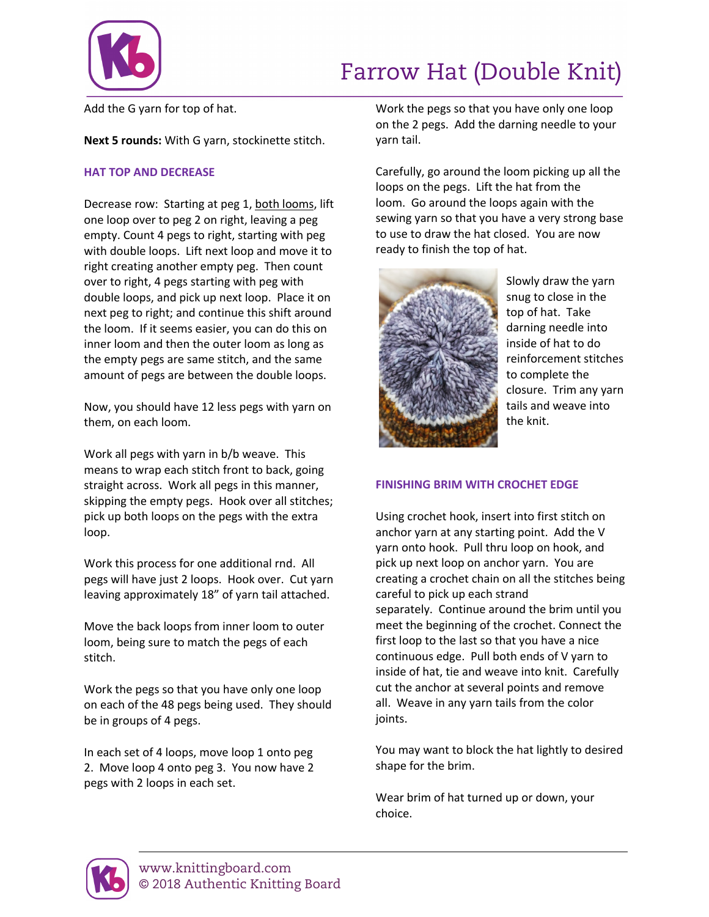Add the G yarn for top of hat.

**Next 5 rounds:** With G yarn, stockinette stitch.

## HAT TOP AND DECREASE

Decrease row: Starting at peg 1, both looms, lift one loop over to peg 2 on right, leaving a peg empty. Count 4 pegs to right, starting with peg with double loops. Lift next loop and move it to right creating another empty peg. Then count over to right, 4 pegs starting with peg with double loops, and pick up next loop. Place it on next peg to right; and continue this shift around the loom. If it seems easier, you can do this on inner loom and then the outer loom as long as the empty pegs are same stitch, and the same amount of pegs are between the double loops.

Now, you should have 12 less pegs with yarn on them, on each loom.

Work all pegs with yarn in b/b weave. This means to wrap each stitch front to back, going straight across. Work all pegs in this manner, skipping the empty pegs. Hook over all stitches; pick up both loops on the pegs with the extra loop.

Work this process for one additional rnd. All pegs will have just 2 loops. Hook over. Cut yarn leaving approximately 18" of yarn tail attached.

Move the back loops from inner loom to outer loom, being sure to match the pegs of each stitch.

Work the pegs so that you have only one loop on each of the 48 pegs being used. They should be in groups of 4 pegs.

In each set of 4 loops, move loop 1 onto peg 2. Move loop 4 onto peg 3. You now have 2 pegs with 2 loops in each set.

Work the pegs so that you have only one loop on the 2 pegs. Add the darning needle to your yarn tail.

Carefully, go around the loom picking up all the loops on the pegs. Lift the hat from the loom. Go around the loops again with the sewing yarn so that you have a very strong base to use to draw the hat closed. You are now ready to finish the top of hat.

Slowly draw the yarn snug to close in the top of hat. Take darning needle into inside of hat to do reinforcement stitches to complete the closure. Trim any yarn tails and weave into the knit.

## FINISHING BRIM WITH CROCHET EDGE

Using crochet hook, insert into first stitch on anchor yarn at any starting point. Add the V yarn onto hook. Pull thru loop on hook, and pick up next loop on anchor yarn. You are creating a crochet chain on all the stitches being careful to pick up each strand separately. Continue around the brim until you meet the beginning of the crochet. Connect the first loop to the last so that you have a nice continuous edge. Pull both ends of V yarn to inside of hat, tie and weave into knit. Carefully cut the anchor at several points and remove all. Weave in any yarn tails from the color joints.

You may want to block the hat lightly to desired shape for the brim.

Wear brim of hat turned up or down, your choice.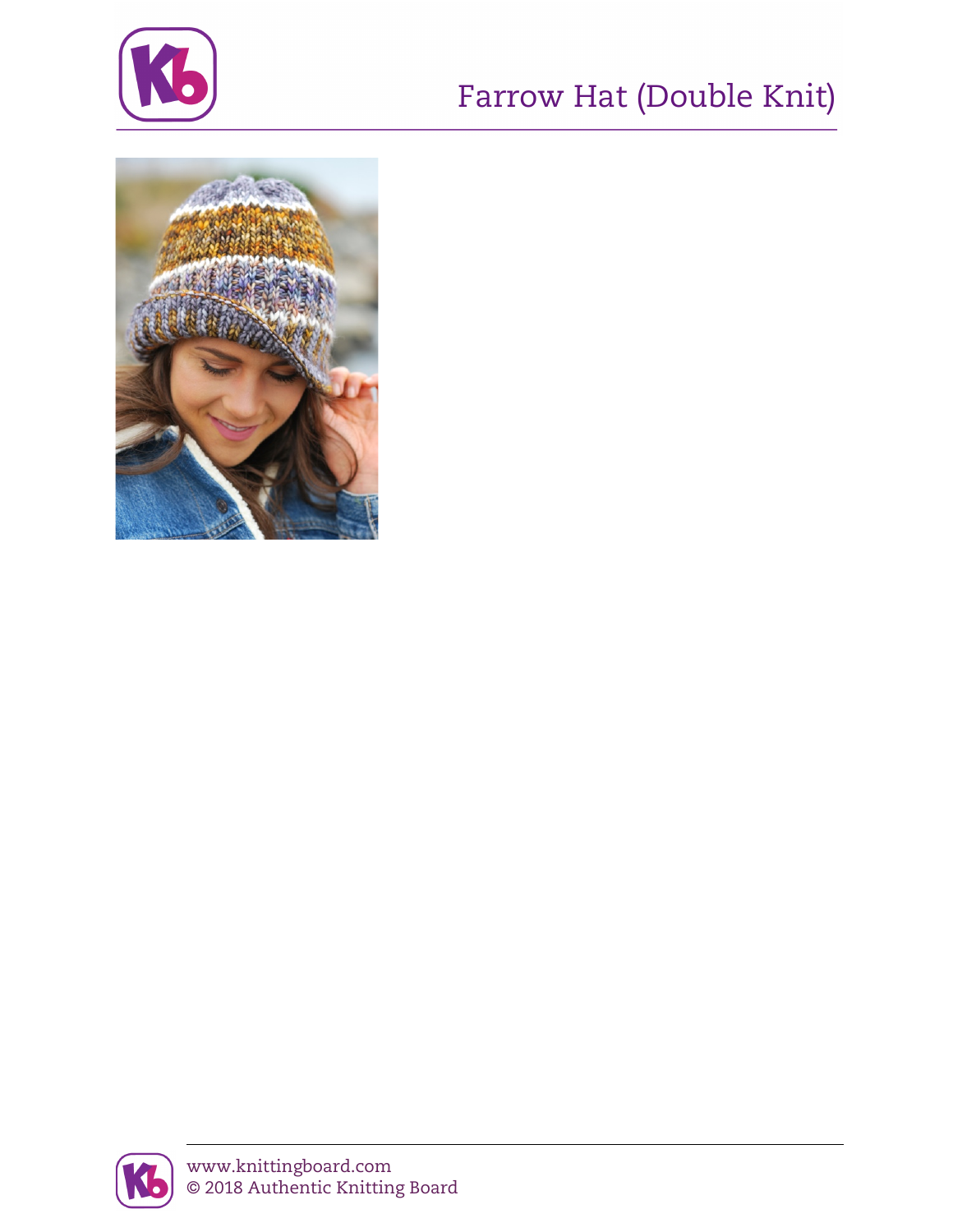# Farrow Hat (Double Knit)

www.knittingboard.com
© 2018 Authentic Knitting Board